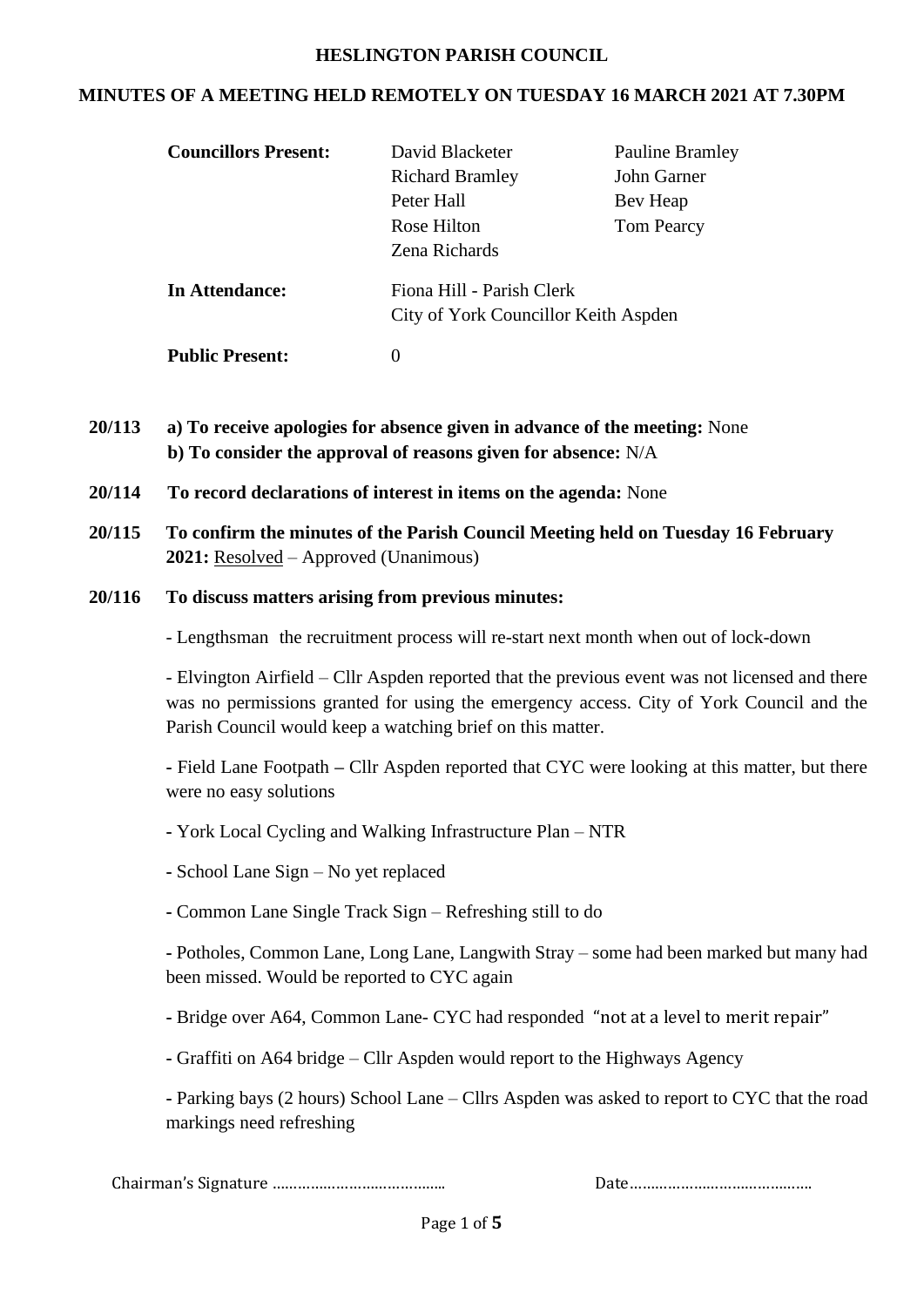# HESLINGTON PARISH COUNCIL

## MINUTES OF A MEETING HELD REMOTELY ON TUESDAY 16 MARCH 2021 AT 7.30PM

| | | |
|---|---|---|
| **Councillors Present:** | David Blacketer | Pauline Bramley |
| | Richard Bramley | John Garner |
| | Peter Hall | Bev Heap |
| | Rose Hilton | Tom Pearcy |
| | Zena Richards | |
| **In Attendance:** | Fiona Hill - Parish Clerk | |
| | City of York Councillor Keith Aspden | |
| **Public Present:** | 0 | |

**20/113** **a) To receive apologies for absence given in advance of the meeting:** None
**b) To consider the approval of reasons given for absence:** N/A

**20/114** **To record declarations of interest in items on the agenda:** None

**20/115** **To confirm the minutes of the Parish Council Meeting held on Tuesday 16 February 2021:** Resolved – Approved (Unanimous)

**20/116** **To discuss matters arising from previous minutes:**

- Lengthsman the recruitment process will re-start next month when out of lock-down

- Elvington Airfield – Cllr Aspden reported that the previous event was not licensed and there was no permissions granted for using the emergency access. City of York Council and the Parish Council would keep a watching brief on this matter.

- Field Lane Footpath – Cllr Aspden reported that CYC were looking at this matter, but there were no easy solutions

- York Local Cycling and Walking Infrastructure Plan – NTR

- School Lane Sign – No yet replaced

- Common Lane Single Track Sign – Refreshing still to do

- Potholes, Common Lane, Long Lane, Langwith Stray – some had been marked but many had been missed. Would be reported to CYC again

- Bridge over A64, Common Lane- CYC had responded "not at a level to merit repair"

- Graffiti on A64 bridge – Cllr Aspden would report to the Highways Agency

- Parking bays (2 hours) School Lane – Cllrs Aspden was asked to report to CYC that the road markings need refreshing

Chairman's Signature …………………………………… Date……………………………………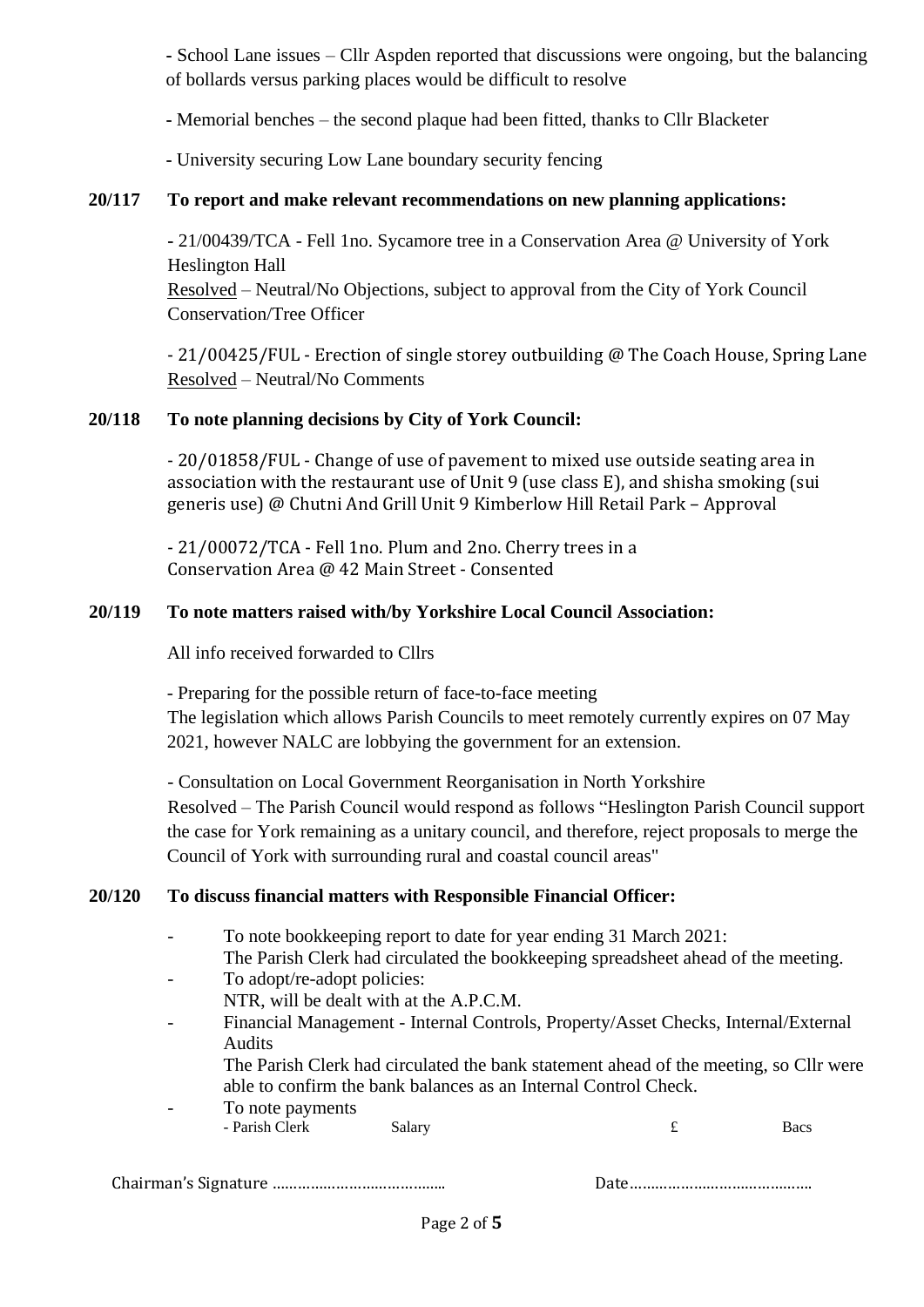- School Lane issues – Cllr Aspden reported that discussions were ongoing, but the balancing of bollards versus parking places would be difficult to resolve

- Memorial benches – the second plaque had been fitted, thanks to Cllr Blacketer

- University securing Low Lane boundary security fencing

**20/117 To report and make relevant recommendations on new planning applications:**

- 21/00439/TCA - Fell 1no. Sycamore tree in a Conservation Area @ University of York Heslington Hall
Resolved – Neutral/No Objections, subject to approval from the City of York Council Conservation/Tree Officer

- 21/00425/FUL - Erection of single storey outbuilding @ The Coach House, Spring Lane
Resolved – Neutral/No Comments

**20/118 To note planning decisions by City of York Council:**

- 20/01858/FUL - Change of use of pavement to mixed use outside seating area in association with the restaurant use of Unit 9 (use class E), and shisha smoking (sui generis use) @ Chutni And Grill Unit 9 Kimberlow Hill Retail Park – Approval

- 21/00072/TCA - Fell 1no. Plum and 2no. Cherry trees in a Conservation Area @ 42 Main Street - Consented

**20/119 To note matters raised with/by Yorkshire Local Council Association:**

All info received forwarded to Cllrs

- Preparing for the possible return of face-to-face meeting
The legislation which allows Parish Councils to meet remotely currently expires on 07 May 2021, however NALC are lobbying the government for an extension.

- Consultation on Local Government Reorganisation in North Yorkshire
Resolved – The Parish Council would respond as follows "Heslington Parish Council support the case for York remaining as a unitary council, and therefore, reject proposals to merge the Council of York with surrounding rural and coastal council areas"

**20/120 To discuss financial matters with Responsible Financial Officer:**

- To note bookkeeping report to date for year ending 31 March 2021:
  The Parish Clerk had circulated the bookkeeping spreadsheet ahead of the meeting.
- To adopt/re-adopt policies:
  NTR, will be dealt with at the A.P.C.M.
- Financial Management - Internal Controls, Property/Asset Checks, Internal/External Audits
  The Parish Clerk had circulated the bank statement ahead of the meeting, so Cllr were able to confirm the bank balances as an Internal Control Check.
- To note payments

| | | | |
|---|---|---|---|
| - Parish Clerk | Salary | £ | Bacs |

Chairman's Signature …………………………………… Date……………………………………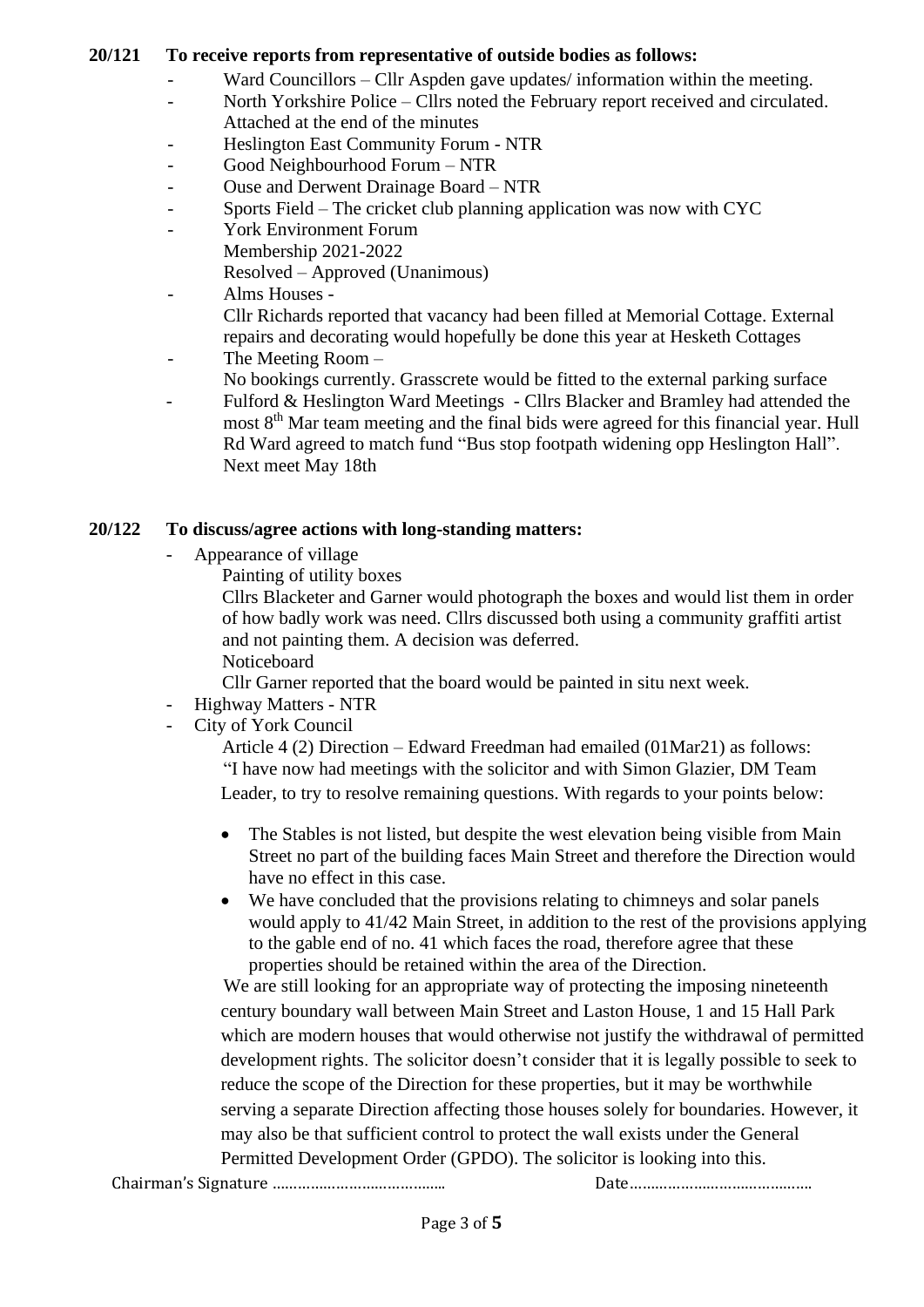**20/121 To receive reports from representative of outside bodies as follows:**

- Ward Councillors – Cllr Aspden gave updates/ information within the meeting.
- North Yorkshire Police – Cllrs noted the February report received and circulated. Attached at the end of the minutes
- Heslington East Community Forum - NTR
- Good Neighbourhood Forum – NTR
- Ouse and Derwent Drainage Board – NTR
- Sports Field – The cricket club planning application was now with CYC
- York Environment Forum
  Membership 2021-2022
  Resolved – Approved (Unanimous)
- Alms Houses -
  Cllr Richards reported that vacancy had been filled at Memorial Cottage. External repairs and decorating would hopefully be done this year at Hesketh Cottages
- The Meeting Room –
  No bookings currently. Grasscrete would be fitted to the external parking surface
- Fulford & Heslington Ward Meetings - Cllrs Blacker and Bramley had attended the most 8th Mar team meeting and the final bids were agreed for this financial year. Hull Rd Ward agreed to match fund "Bus stop footpath widening opp Heslington Hall". Next meet May 18th

**20/122 To discuss/agree actions with long-standing matters:**

- Appearance of village
  Painting of utility boxes
  Cllrs Blacketer and Garner would photograph the boxes and would list them in order of how badly work was need. Cllrs discussed both using a community graffiti artist and not painting them. A decision was deferred.
  Noticeboard
  Cllr Garner reported that the board would be painted in situ next week.
- Highway Matters - NTR
- City of York Council
  Article 4 (2) Direction – Edward Freedman had emailed (01Mar21) as follows:
  "I have now had meetings with the solicitor and with Simon Glazier, DM Team Leader, to try to resolve remaining questions. With regards to your points below:

  - The Stables is not listed, but despite the west elevation being visible from Main Street no part of the building faces Main Street and therefore the Direction would have no effect in this case.
  - We have concluded that the provisions relating to chimneys and solar panels would apply to 41/42 Main Street, in addition to the rest of the provisions applying to the gable end of no. 41 which faces the road, therefore agree that these properties should be retained within the area of the Direction.

  We are still looking for an appropriate way of protecting the imposing nineteenth century boundary wall between Main Street and Laston House, 1 and 15 Hall Park which are modern houses that would otherwise not justify the withdrawal of permitted development rights. The solicitor doesn't consider that it is legally possible to seek to reduce the scope of the Direction for these properties, but it may be worthwhile serving a separate Direction affecting those houses solely for boundaries. However, it may also be that sufficient control to protect the wall exists under the General Permitted Development Order (GPDO). The solicitor is looking into this.

Chairman's Signature ………………………………… Date……………………………………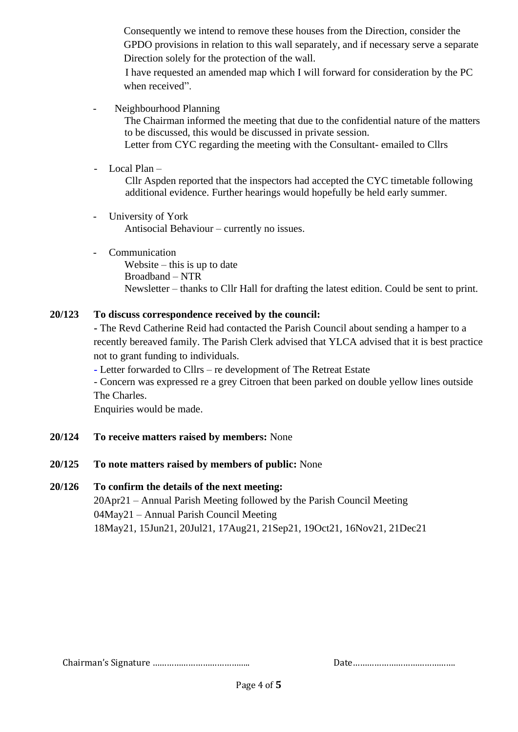Consequently we intend to remove these houses from the Direction, consider the GPDO provisions in relation to this wall separately, and if necessary serve a separate Direction solely for the protection of the wall.

I have requested an amended map which I will forward for consideration by the PC when received".

- Neighbourhood Planning
  The Chairman informed the meeting that due to the confidential nature of the matters to be discussed, this would be discussed in private session.
  Letter from CYC regarding the meeting with the Consultant- emailed to Cllrs

- Local Plan –
  Cllr Aspden reported that the inspectors had accepted the CYC timetable following additional evidence. Further hearings would hopefully be held early summer.

- University of York
  Antisocial Behaviour – currently no issues.

- Communication
  Website – this is up to date
  Broadband – NTR
  Newsletter – thanks to Cllr Hall for drafting the latest edition. Could be sent to print.

**20/123 To discuss correspondence received by the council:**

- The Revd Catherine Reid had contacted the Parish Council about sending a hamper to a recently bereaved family. The Parish Clerk advised that YLCA advised that it is best practice not to grant funding to individuals.
- Letter forwarded to Cllrs – re development of The Retreat Estate
- Concern was expressed re a grey Citroen that been parked on double yellow lines outside The Charles.

Enquiries would be made.

**20/124 To receive matters raised by members:** None

**20/125 To note matters raised by members of public:** None

**20/126 To confirm the details of the next meeting:**

20Apr21 – Annual Parish Meeting followed by the Parish Council Meeting
04May21 – Annual Parish Council Meeting
18May21, 15Jun21, 20Jul21, 17Aug21, 21Sep21, 19Oct21, 16Nov21, 21Dec21

Chairman's Signature …………………………………… Date……………………………………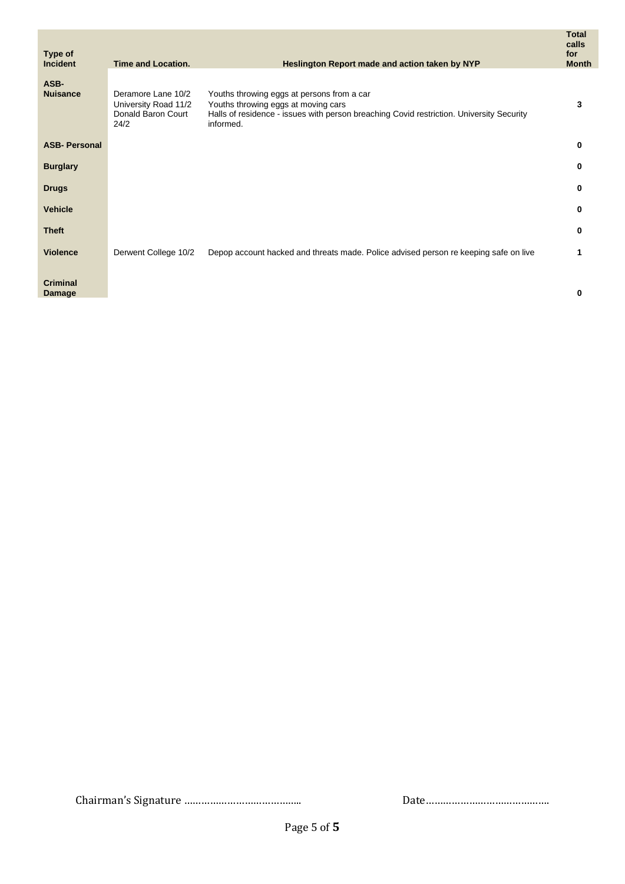| Type of Incident | Time and Location. | Heslington Report made and action taken by NYP | Total calls for Month |
|---|---|---|---|
| ASB- Nuisance | Deramore Lane 10/2<br>University Road 11/2<br>Donald Baron Court 24/2 | Youths throwing eggs at persons from a car<br>Youths throwing eggs at moving cars<br>Halls of residence - issues with person breaching Covid restriction. University Security informed. | 3 |
| ASB- Personal | | | 0 |
| Burglary | | | 0 |
| Drugs | | | 0 |
| Vehicle | | | 0 |
| Theft | | | 0 |
| Violence | Derwent College 10/2 | Depop account hacked and threats made. Police advised person re keeping safe on live | 1 |
| Criminal Damage | | | 0 |

Chairman's Signature ………………………………….. Date…………………………………..